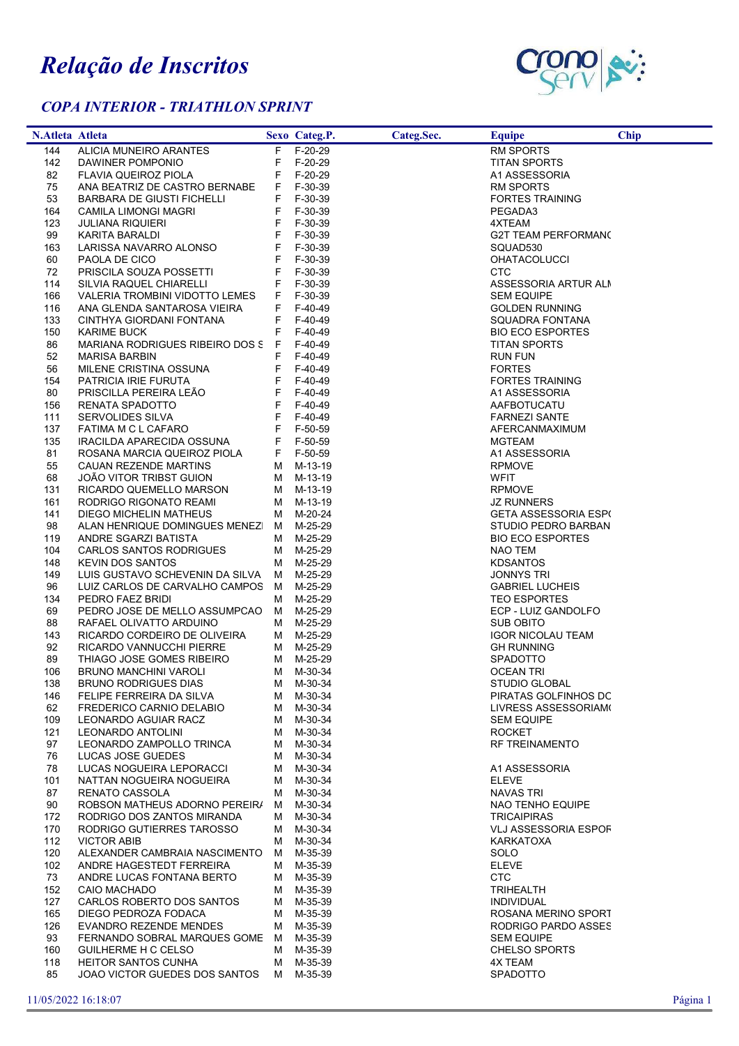# Relação de Inscritos

## COPA INTERIOR - TRIATHLON SPRINT

| N.Atleta | Atleta | Sexo | Categ.P. | Categ.Sec. | Equipe | Chip |
|---|---|---|---|---|---|---|
| 144 | ALICIA MUNEIRO ARANTES | F | F-20-29 | | RM SPORTS | |
| 142 | DAWINER POMPONIO | F | F-20-29 | | TITAN SPORTS | |
| 82 | FLAVIA QUEIROZ PIOLA | F | F-20-29 | | A1 ASSESSORIA | |
| 75 | ANA BEATRIZ DE CASTRO BERNABE | F | F-30-39 | | RM SPORTS | |
| 53 | BARBARA DE GIUSTI FICHELLI | F | F-30-39 | | FORTES TRAINING | |
| 164 | CAMILA LIMONGI MAGRI | F | F-30-39 | | PEGADA3 | |
| 123 | JULIANA RIQUIERI | F | F-30-39 | | 4XTEAM | |
| 99 | KARITA BARALDI | F | F-30-39 | | G2T TEAM PERFORMANC | |
| 163 | LARISSA NAVARRO ALONSO | F | F-30-39 | | SQUAD530 | |
| 60 | PAOLA DE CICO | F | F-30-39 | | OHATACOLUCCI | |
| 72 | PRISCILA SOUZA POSSETTI | F | F-30-39 | | CTC | |
| 114 | SILVIA RAQUEL CHIARELLI | F | F-30-39 | | ASSESSORIA ARTUR ALN | |
| 166 | VALERIA TROMBINI VIDOTTO LEMES | F | F-30-39 | | SEM EQUIPE | |
| 116 | ANA GLENDA SANTAROSA VIEIRA | F | F-40-49 | | GOLDEN RUNNING | |
| 133 | CINTHYA GIORDANI FONTANA | F | F-40-49 | | SQUADRA FONTANA | |
| 150 | KARIME BUCK | F | F-40-49 | | BIO ECO ESPORTES | |
| 86 | MARIANA RODRIGUES RIBEIRO DOS S | F | F-40-49 | | TITAN SPORTS | |
| 52 | MARISA BARBIN | F | F-40-49 | | RUN FUN | |
| 56 | MILENE CRISTINA OSSUNA | F | F-40-49 | | FORTES | |
| 154 | PATRICIA IRIE FURUTA | F | F-40-49 | | FORTES TRAINING | |
| 80 | PRISCILLA PEREIRA LEÃO | F | F-40-49 | | A1 ASSESSORIA | |
| 156 | RENATA SPADOTTO | F | F-40-49 | | AAFBOTUCATU | |
| 111 | SERVOLIDES SILVA | F | F-40-49 | | FARNEZI SANTE | |
| 137 | FATIMA M C L CAFARO | F | F-50-59 | | AFERCANMAXIMUM | |
| 135 | IRACILDA APARECIDA OSSUNA | F | F-50-59 | | MGTEAM | |
| 81 | ROSANA MARCIA QUEIROZ PIOLA | F | F-50-59 | | A1 ASSESSORIA | |
| 55 | CAUAN REZENDE MARTINS | M | M-13-19 | | RPMOVE | |
| 68 | JOÃO VITOR TRIBST GUION | M | M-13-19 | | WFIT | |
| 131 | RICARDO QUEMELLO MARSON | M | M-13-19 | | RPMOVE | |
| 161 | RODRIGO RIGONATO REAMI | M | M-13-19 | | JZ RUNNERS | |
| 141 | DIEGO MICHELIN MATHEUS | M | M-20-24 | | GETA ASSESSORIA ESP( | |
| 98 | ALAN HENRIQUE DOMINGUES MENEZI | M | M-25-29 | | STUDIO PEDRO BARBAN | |
| 119 | ANDRE SGARZI BATISTA | M | M-25-29 | | BIO ECO ESPORTES | |
| 104 | CARLOS SANTOS RODRIGUES | M | M-25-29 | | NAO TEM | |
| 148 | KEVIN DOS SANTOS | M | M-25-29 | | KDSANTOS | |
| 149 | LUIS GUSTAVO SCHEVENIN DA SILVA | M | M-25-29 | | JONNYS TRI | |
| 96 | LUIZ CARLOS DE CARVALHO CAMPOS | M | M-25-29 | | GABRIEL LUCHEIS | |
| 134 | PEDRO FAEZ BRIDI | M | M-25-29 | | TEO ESPORTES | |
| 69 | PEDRO JOSE DE MELLO ASSUMPCAO | M | M-25-29 | | ECP - LUIZ GANDOLFO | |
| 88 | RAFAEL OLIVATTO ARDUINO | M | M-25-29 | | SUB OBITO | |
| 143 | RICARDO CORDEIRO DE OLIVEIRA | M | M-25-29 | | IGOR NICOLAU TEAM | |
| 92 | RICARDO VANNUCCHI PIERRE | M | M-25-29 | | GH RUNNING | |
| 89 | THIAGO JOSE GOMES RIBEIRO | M | M-25-29 | | SPADOTTO | |
| 106 | BRUNO MANCHINI VAROLI | M | M-30-34 | | OCEAN TRI | |
| 138 | BRUNO RODRIGUES DIAS | M | M-30-34 | | STUDIO GLOBAL | |
| 146 | FELIPE FERREIRA DA SILVA | M | M-30-34 | | PIRATAS GOLFINHOS DC | |
| 62 | FREDERICO CARNIO DELABIO | M | M-30-34 | | LIVRESS ASSESSORIAM( | |
| 109 | LEONARDO AGUIAR RACZ | M | M-30-34 | | SEM EQUIPE | |
| 121 | LEONARDO ANTOLINI | M | M-30-34 | | ROCKET | |
| 97 | LEONARDO ZAMPOLLO TRINCA | M | M-30-34 | | RF TREINAMENTO | |
| 76 | LUCAS JOSE GUEDES | M | M-30-34 | | | |
| 78 | LUCAS NOGUEIRA LEPORACCI | M | M-30-34 | | A1 ASSESSORIA | |
| 101 | NATTAN NOGUEIRA NOGUEIRA | M | M-30-34 | | ELEVE | |
| 87 | RENATO CASSOLA | M | M-30-34 | | NAVAS TRI | |
| 90 | ROBSON MATHEUS ADORNO PEREIR/ | M | M-30-34 | | NAO TENHO EQUIPE | |
| 172 | RODRIGO DOS ZANTOS MIRANDA | M | M-30-34 | | TRICAIPIRAS | |
| 170 | RODRIGO GUTIERRES TAROSSO | M | M-30-34 | | VLJ ASSESSORIA ESPOF | |
| 112 | VICTOR ABIB | M | M-30-34 | | KARKATOXA | |
| 120 | ALEXANDER CAMBRAIA NASCIMENTO | M | M-35-39 | | SOLO | |
| 102 | ANDRE HAGESTEDT FERREIRA | M | M-35-39 | | ELEVE | |
| 73 | ANDRE LUCAS FONTANA BERTO | M | M-35-39 | | CTC | |
| 152 | CAIO MACHADO | M | M-35-39 | | TRIHEALTH | |
| 127 | CARLOS ROBERTO DOS SANTOS | M | M-35-39 | | INDIVIDUAL | |
| 165 | DIEGO PEDROZA FODACA | M | M-35-39 | | ROSANA MERINO SPORT | |
| 126 | EVANDRO REZENDE MENDES | M | M-35-39 | | RODRIGO PARDO ASSES | |
| 93 | FERNANDO SOBRAL MARQUES GOME | M | M-35-39 | | SEM EQUIPE | |
| 160 | GUILHERME H C CELSO | M | M-35-39 | | CHELSO SPORTS | |
| 118 | HEITOR SANTOS CUNHA | M | M-35-39 | | 4X TEAM | |
| 85 | JOAO VICTOR GUEDES DOS SANTOS | M | M-35-39 | | SPADOTTO | |

11/05/2022 16:18:07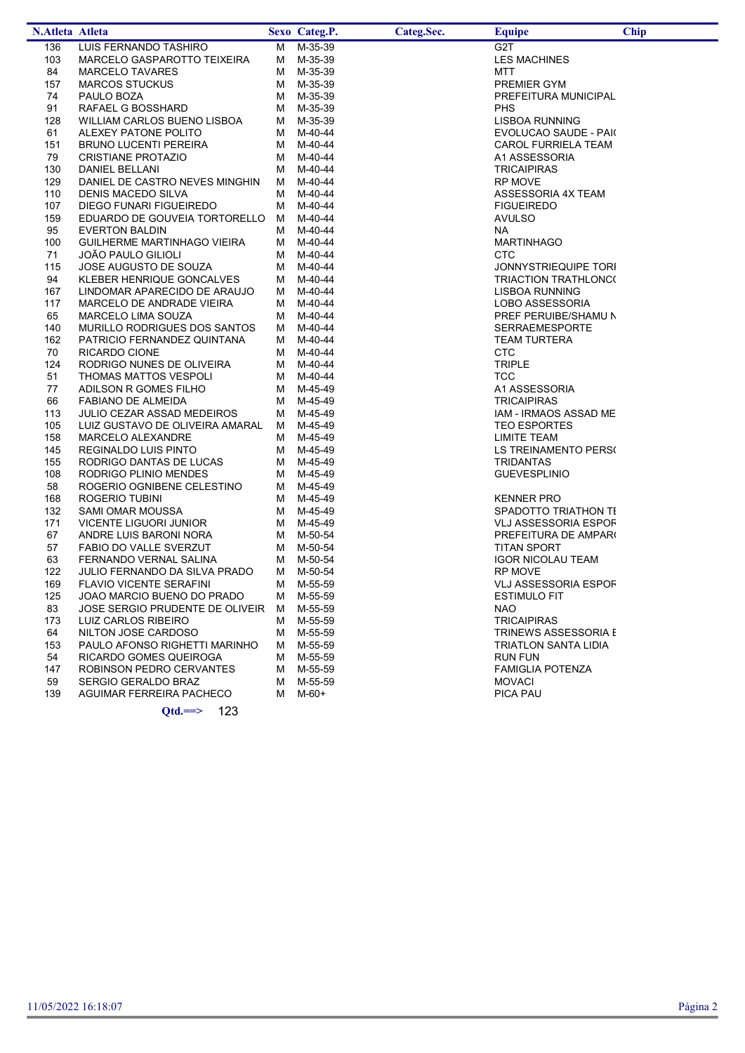| N.Atleta | Atleta | Sexo | Categ.P. | Categ.Sec. | Equipe | Chip |
|---|---|---|---|---|---|---|
| 136 | LUIS FERNANDO TASHIRO | M | M-35-39 | | G2T | |
| 103 | MARCELO GASPAROTTO TEIXEIRA | M | M-35-39 | | LES MACHINES | |
| 84 | MARCELO TAVARES | M | M-35-39 | | MTT | |
| 157 | MARCOS STUCKUS | M | M-35-39 | | PREMIER GYM | |
| 74 | PAULO BOZA | M | M-35-39 | | PREFEITURA MUNICIPAL | |
| 91 | RAFAEL G BOSSHARD | M | M-35-39 | | PHS | |
| 128 | WILLIAM CARLOS BUENO LISBOA | M | M-35-39 | | LISBOA RUNNING | |
| 61 | ALEXEY PATONE POLITO | M | M-40-44 | | EVOLUCAO SAUDE - PAI( | |
| 151 | BRUNO LUCENTI PEREIRA | M | M-40-44 | | CAROL FURRIELA TEAM | |
| 79 | CRISTIANE PROTAZIO | M | M-40-44 | | A1 ASSESSORIA | |
| 130 | DANIEL BELLANI | M | M-40-44 | | TRICAIPIRAS | |
| 129 | DANIEL DE CASTRO NEVES MINGHIN | M | M-40-44 | | RP MOVE | |
| 110 | DENIS MACEDO SILVA | M | M-40-44 | | ASSESSORIA 4X TEAM | |
| 107 | DIEGO FUNARI FIGUEIREDO | M | M-40-44 | | FIGUEIREDO | |
| 159 | EDUARDO DE GOUVEIA TORTORELLO | M | M-40-44 | | AVULSO | |
| 95 | EVERTON BALDIN | M | M-40-44 | | NA | |
| 100 | GUILHERME MARTINHAGO VIEIRA | M | M-40-44 | | MARTINHAGO | |
| 71 | JOÃO PAULO GILIOLI | M | M-40-44 | | CTC | |
| 115 | JOSE AUGUSTO DE SOUZA | M | M-40-44 | | JONNYSTRIEQUIPE TORI | |
| 94 | KLEBER HENRIQUE GONCALVES | M | M-40-44 | | TRIACTION TRATHLONC( | |
| 167 | LINDOMAR APARECIDO DE ARAUJO | M | M-40-44 | | LISBOA RUNNING | |
| 117 | MARCELO DE ANDRADE VIEIRA | M | M-40-44 | | LOBO ASSESSORIA | |
| 65 | MARCELO LIMA SOUZA | M | M-40-44 | | PREF PERUIBE/SHAMU N | |
| 140 | MURILLO RODRIGUES DOS SANTOS | M | M-40-44 | | SERRAEMESPORTE | |
| 162 | PATRICIO FERNANDEZ QUINTANA | M | M-40-44 | | TEAM TURTERA | |
| 70 | RICARDO CIONE | M | M-40-44 | | CTC | |
| 124 | RODRIGO NUNES DE OLIVEIRA | M | M-40-44 | | TRIPLE | |
| 51 | THOMAS MATTOS VESPOLI | M | M-40-44 | | TCC | |
| 77 | ADILSON R GOMES FILHO | M | M-45-49 | | A1 ASSESSORIA | |
| 66 | FABIANO DE ALMEIDA | M | M-45-49 | | TRICAIPIRAS | |
| 113 | JULIO CEZAR ASSAD MEDEIROS | M | M-45-49 | | IAM - IRMAOS ASSAD ME | |
| 105 | LUIZ GUSTAVO DE OLIVEIRA AMARAL | M | M-45-49 | | TEO ESPORTES | |
| 158 | MARCELO ALEXANDRE | M | M-45-49 | | LIMITE TEAM | |
| 145 | REGINALDO LUIS PINTO | M | M-45-49 | | LS TREINAMENTO PERS( | |
| 155 | RODRIGO DANTAS DE LUCAS | M | M-45-49 | | TRIDANTAS | |
| 108 | RODRIGO PLINIO MENDES | M | M-45-49 | | GUEVESPLINIO | |
| 58 | ROGERIO OGNIBENE CELESTINO | M | M-45-49 | | | |
| 168 | ROGERIO TUBINI | M | M-45-49 | | KENNER PRO | |
| 132 | SAMI OMAR MOUSSA | M | M-45-49 | | SPADOTTO TRIATHON TI | |
| 171 | VICENTE LIGUORI JUNIOR | M | M-45-49 | | VLJ ASSESSORIA ESPOF | |
| 67 | ANDRE LUIS BARONI NORA | M | M-50-54 | | PREFEITURA DE AMPAR( | |
| 57 | FABIO DO VALLE SVERZUT | M | M-50-54 | | TITAN SPORT | |
| 63 | FERNANDO VERNAL SALINA | M | M-50-54 | | IGOR NICOLAU TEAM | |
| 122 | JULIO FERNANDO DA SILVA PRADO | M | M-50-54 | | RP MOVE | |
| 169 | FLAVIO VICENTE SERAFINI | M | M-55-59 | | VLJ ASSESSORIA ESPOF | |
| 125 | JOAO MARCIO BUENO DO PRADO | M | M-55-59 | | ESTIMULO FIT | |
| 83 | JOSE SERGIO PRUDENTE DE OLIVEIR | M | M-55-59 | | NAO | |
| 173 | LUIZ CARLOS RIBEIRO | M | M-55-59 | | TRICAIPIRAS | |
| 64 | NILTON JOSE CARDOSO | M | M-55-59 | | TRINEWS ASSESSORIA E | |
| 153 | PAULO AFONSO RIGHETTI MARINHO | M | M-55-59 | | TRIATLON SANTA LIDIA | |
| 54 | RICARDO GOMES QUEIROGA | M | M-55-59 | | RUN FUN | |
| 147 | ROBINSON PEDRO CERVANTES | M | M-55-59 | | FAMIGLIA POTENZA | |
| 59 | SERGIO GERALDO BRAZ | M | M-55-59 | | MOVACI | |
| 139 | AGUIMAR FERREIRA PACHECO | M | M-60+ | | PICA PAU | |

**Qtd.==>** 123

11/05/2022 16:18:07